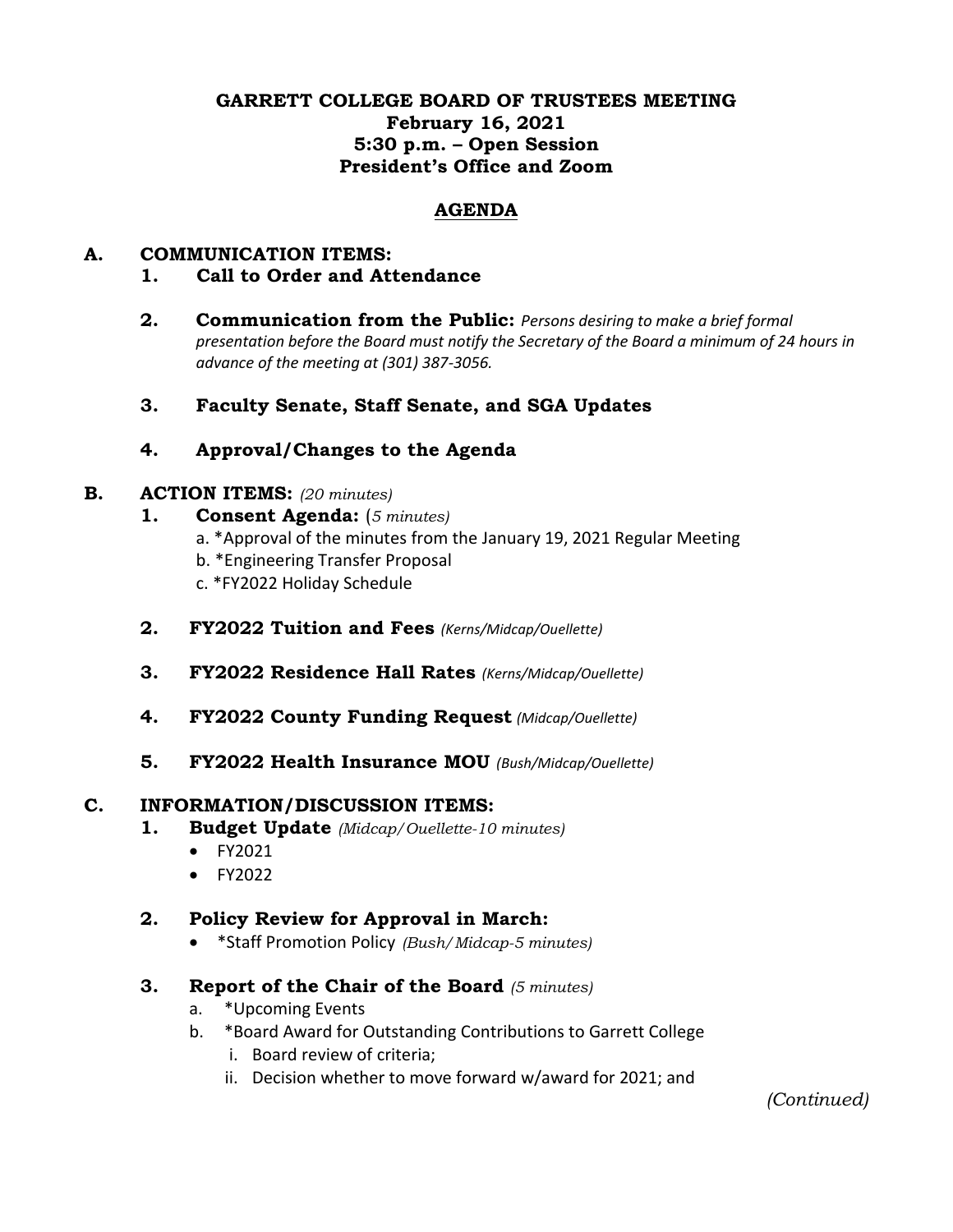# GARRETT COLLEGE BOARD OF TRUSTEES MEETING
**February 16, 2021**
**5:30 p.m. – Open Session**
**President's Office and Zoom**

## AGENDA

### A. COMMUNICATION ITEMS:

1. **Call to Order and Attendance**

2. **Communication from the Public:** *Persons desiring to make a brief formal presentation before the Board must notify the Secretary of the Board a minimum of 24 hours in advance of the meeting at (301) 387-3056.*

3. **Faculty Senate, Staff Senate, and SGA Updates**

4. **Approval/Changes to the Agenda**

### B. ACTION ITEMS: *(20 minutes)*

1. **Consent Agenda:** (*5 minutes)*
   a. *Approval of the minutes from the January 19, 2021 Regular Meeting
   b. *Engineering Transfer Proposal
   c. *FY2022 Holiday Schedule

2. **FY2022 Tuition and Fees** *(Kerns/Midcap/Ouellette)*

3. **FY2022 Residence Hall Rates** *(Kerns/Midcap/Ouellette)*

4. **FY2022 County Funding Request** *(Midcap/Ouellette)*

5. **FY2022 Health Insurance MOU** *(Bush/Midcap/Ouellette)*

### C. INFORMATION/DISCUSSION ITEMS:

1. **Budget Update** *(Midcap/Ouellette-10 minutes)*
   - FY2021
   - FY2022

2. **Policy Review for Approval in March:**
   - *Staff Promotion Policy *(Bush/Midcap-5 minutes)*

3. **Report of the Chair of the Board** *(5 minutes)*
   a. *Upcoming Events
   b. *Board Award for Outstanding Contributions to Garrett College
      i. Board review of criteria;
      ii. Decision whether to move forward w/award for 2021; and

*(Continued)*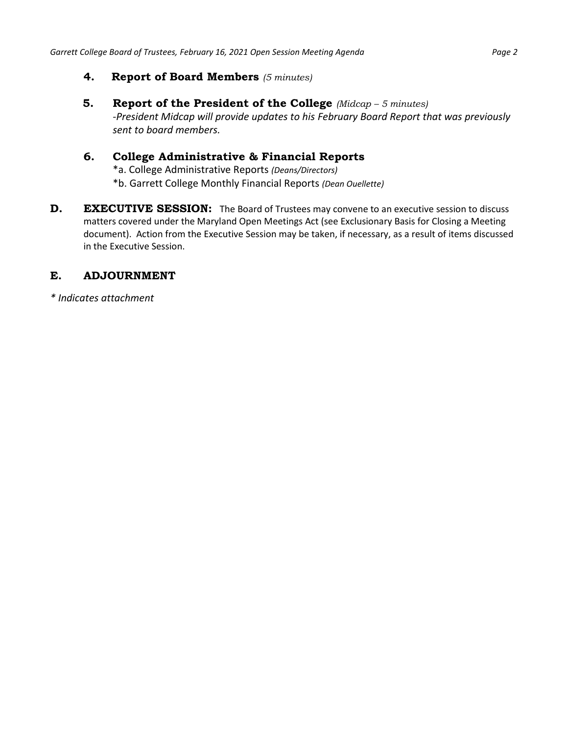**4. Report of Board Members** *(5 minutes)*

**5. Report of the President of the College** *(Midcap – 5 minutes)*
*-President Midcap will provide updates to his February Board Report that was previously sent to board members.*

**6. College Administrative & Financial Reports**
*a. College Administrative Reports *(Deans/Directors)*
*b. Garrett College Monthly Financial Reports *(Dean Ouellette)*

**D. EXECUTIVE SESSION:** The Board of Trustees may convene to an executive session to discuss matters covered under the Maryland Open Meetings Act (see Exclusionary Basis for Closing a Meeting document). Action from the Executive Session may be taken, if necessary, as a result of items discussed in the Executive Session.

## E. ADJOURNMENT

*\* Indicates attachment*